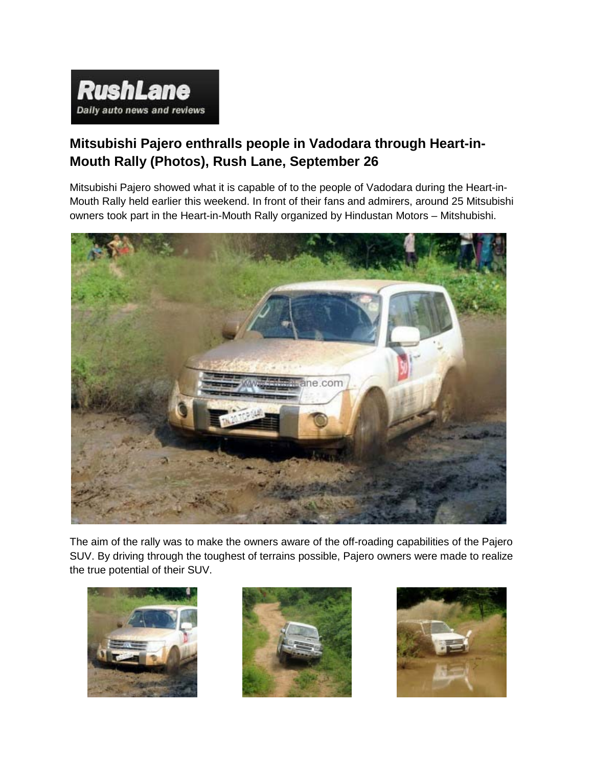# Mitsubishi Pajero enthralls people in Vadodara through Heart-in-Mouth Rally (Photos), Rush Lane, September 26

Mitsubishi Pajero showed what it is capable of to the people of Vadodara during the Heart-in-Mouth Rally held earlier this weekend. In front of their fans and admirers, around 25 Mitsubishi owners took part in the Heart-in-Mouth Rally organized by Hindustan Motors – Mitshubishi.

The aim of the rally was to make the owners aware of the off-roading capabilities of the Pajero SUV. By driving through the toughest of terrains possible, Pajero owners were made to realize the true potential of their SUV.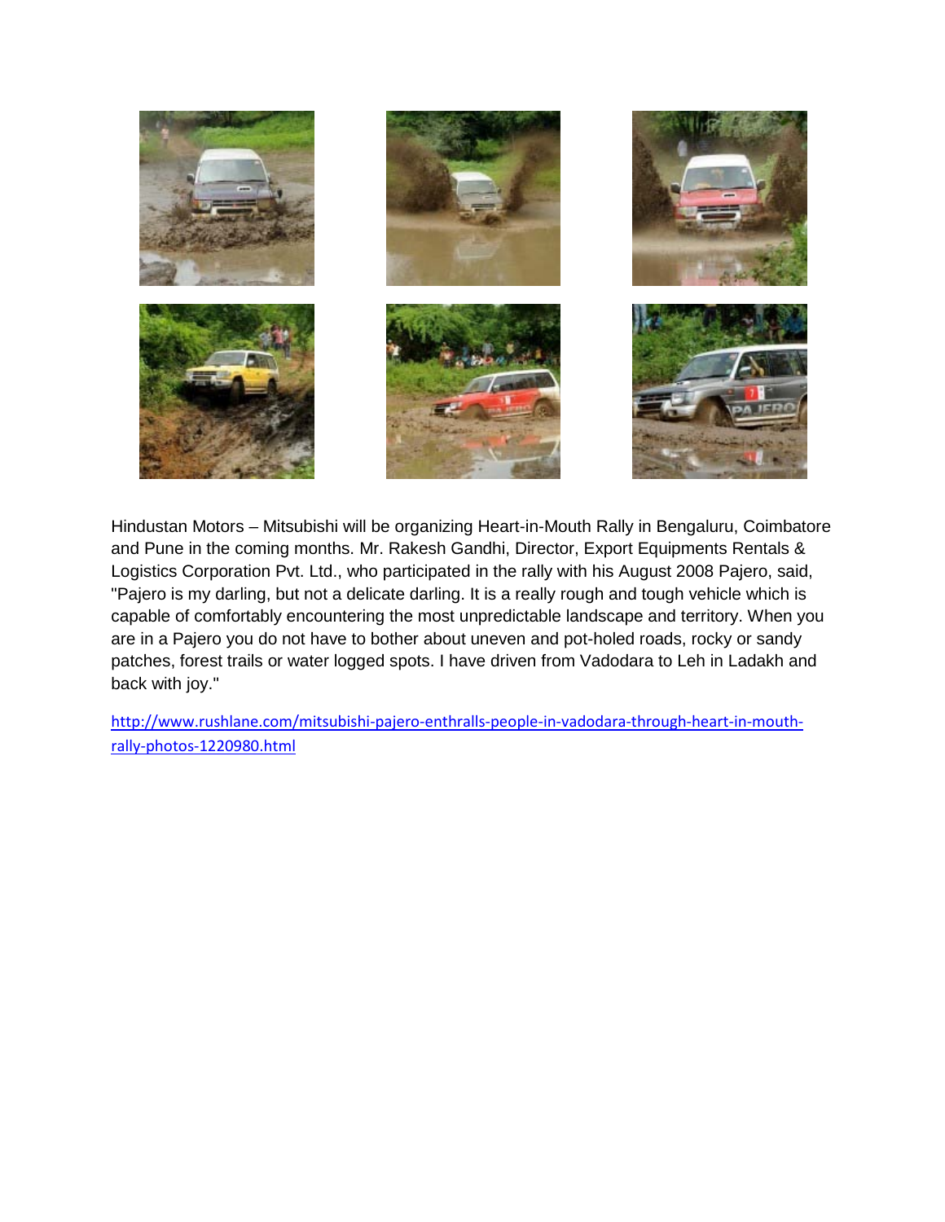Hindustan Motors – Mitsubishi will be organizing Heart-in-Mouth Rally in Bengaluru, Coimbatore and Pune in the coming months. Mr. Rakesh Gandhi, Director, Export Equipments Rentals & Logistics Corporation Pvt. Ltd., who participated in the rally with his August 2008 Pajero, said, "Pajero is my darling, but not a delicate darling. It is a really rough and tough vehicle which is capable of comfortably encountering the most unpredictable landscape and territory. When you are in a Pajero you do not have to bother about uneven and pot-holed roads, rocky or sandy patches, forest trails or water logged spots. I have driven from Vadodara to Leh in Ladakh and back with joy."

http://www.rushlane.com/mitsubishi-pajero-enthralls-people-in-vadodara-through-heart-in-mouth-rally-photos-1220980.html